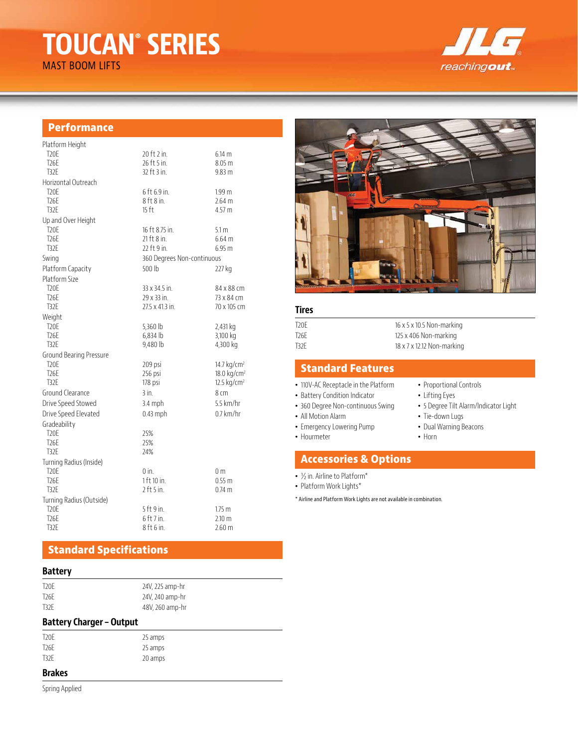# TOUCAN® SERIES

MAST BOOM LIFTS

## Performance

| | | |
|---|---|---|
| Platform Height | | |
| T20E | 20 ft 2 in. | 6.14 m |
| T26E | 26 ft 5 in. | 8.05 m |
| T32E | 32 ft 3 in. | 9.83 m |
| Horizontal Outreach | | |
| T20E | 6 ft 6.9 in. | 1.99 m |
| T26E | 8 ft 8 in. | 2.64 m |
| T32E | 15 ft | 4.57 m |
| Up and Over Height | | |
| T20E | 16 ft 8.75 in. | 5.1 m |
| T26E | 21 ft 8 in. | 6.64 m |
| T32E | 22 ft 9 in. | 6.95 m |
| Swing | 360 Degrees Non-continuous | |
| Platform Capacity | 500 lb | 227 kg |
| Platform Size | | |
| T20E | 33 x 34.5 in. | 84 x 88 cm |
| T26E | 29 x 33 in. | 73 x 84 cm |
| T32E | 27.5 x 41.3 in. | 70 x 105 cm |
| Weight | | |
| T20E | 5,360 lb | 2,431 kg |
| T26E | 6,834 lb | 3,100 kg |
| T32E | 9,480 lb | 4,300 kg |
| Ground Bearing Pressure | | |
| T20E | 209 psi | 14.7 kg/cm² |
| T26E | 256 psi | 18.0 kg/cm² |
| T32E | 178 psi | 12.5 kg/cm² |
| Ground Clearance | 3 in. | 8 cm |
| Drive Speed Stowed | 3.4 mph | 5.5 km/hr |
| Drive Speed Elevated | 0.43 mph | 0.7 km/hr |
| Gradeability | | |
| T20E | 25% | |
| T26E | 25% | |
| T32E | 24% | |
| Turning Radius (Inside) | | |
| T20E | 0 in. | 0 m |
| T26E | 1 ft 10 in. | 0.55 m |
| T32E | 2 ft 5 in. | 0.74 m |
| Turning Radius (Outside) | | |
| T20E | 5 ft 9 in. | 1.75 m |
| T26E | 6 ft 7 in. | 2.10 m |
| T32E | 8 ft 6 in. | 2.60 m |

## Standard Specifications

### Battery

| | |
|---|---|
| T20E | 24V, 225 amp-hr |
| T26E | 24V, 240 amp-hr |
| T32E | 48V, 260 amp-hr |

### Battery Charger – Output

| | |
|---|---|
| T20E | 25 amps |
| T26E | 25 amps |
| T32E | 20 amps |

### Brakes

Spring Applied

### Tires

| | |
|---|---|
| T20E | 16 x 5 x 10.5 Non-marking |
| T26E | 125 x 406 Non-marking |
| T32E | 18 x 7 x 12.12 Non-marking |

## Standard Features

- 110V-AC Receptacle in the Platform
- Battery Condition Indicator
- 360 Degree Non-continuous Swing
- All Motion Alarm
- Emergency Lowering Pump
- Hourmeter
- Proportional Controls
- Lifting Eyes
- 5 Degree Tilt Alarm/Indicator Light
- Tie-down Lugs
- Dual Warning Beacons
- Horn

## Accessories & Options

- ½ in. Airline to Platform*
- Platform Work Lights*

* Airline and Platform Work Lights are not available in combination.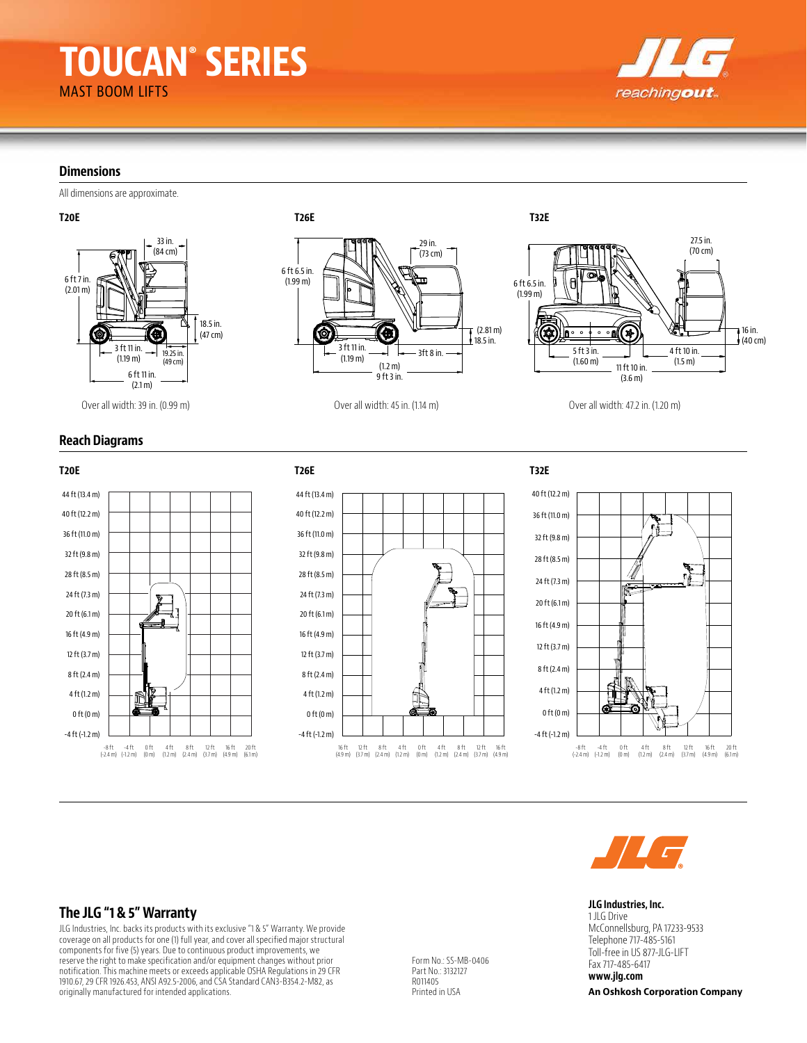# TOUCAN® SERIES

MAST BOOM LIFTS

## Dimensions

All dimensions are approximate.

### T20E

33 in. (84 cm)
6 ft 7 in. (2.01 m)
18.5 in. (47 cm)
3 ft 11 in. (1.19 m)
19.25 in. (49 cm)
6 ft 11 in. (2.1 m)

Over all width: 39 in. (0.99 m)

### T26E

29 in. (73 cm)
6 ft 6.5 in. (1.99 m)
(2.81 m) 18.5 in.
3 ft 11 in. (1.19 m)
3ft 8 in.
(1.2 m) 9 ft 3 in.

Over all width: 45 in. (1.14 m)

### T32E

27.5 in. (70 cm)
6 ft 6.5 in. (1.99 m)
16 in. (40 cm)
5 ft 3 in. (1.60 m)
4 ft 10 in. (1.5 m)
11 ft 10 in. (3.6 m)

Over all width: 47.2 in. (1.20 m)

## Reach Diagrams

### T20E

44 ft (13.4 m)
40 ft (12.2 m)
36 ft (11.0 m)
32 ft (9.8 m)
28 ft (8.5 m)
24 ft (7.3 m)
20 ft (6.1 m)
16 ft (4.9 m)
12 ft (3.7 m)
8 ft (2.4 m)
4 ft (1.2 m)
0 ft (0 m)
-4 ft (-1.2 m)

-8 ft (-2.4 m) -4 ft (-1.2 m) 0 ft (0 m) 4 ft (1.2 m) 8 ft (2.4 m) 12 ft (3.7 m) 16 ft (4.9 m) 20 ft (6.1 m)

### T26E

44 ft (13.4 m)
40 ft (12.2 m)
36 ft (11.0 m)
32 ft (9.8 m)
28 ft (8.5 m)
24 ft (7.3 m)
20 ft (6.1 m)
16 ft (4.9 m)
12 ft (3.7 m)
8 ft (2.4 m)
4 ft (1.2 m)
0 ft (0 m)
-4 ft (-1.2 m)

16 ft (4.9 m) 12 ft (3.7 m) 8 ft (2.4 m) 4 ft (1.2 m) 0 ft (0 m) 4 ft (1.2 m) 8 ft (2.4 m) 12 ft (3.7 m) 16 ft (4.9 m)

### T32E

40 ft (12.2 m)
36 ft (11.0 m)
32 ft (9.8 m)
28 ft (8.5 m)
24 ft (7.3 m)
20 ft (6.1 m)
16 ft (4.9 m)
12 ft (3.7 m)
8 ft (2.4 m)
4 ft (1.2 m)
0 ft (0 m)
-4 ft (-1.2 m)

-8 ft (-2.4 m) -4 ft (-1.2 m) 0 ft (0 m) 4 ft (1.2 m) 8 ft (2.4 m) 12 ft (3.7 m) 16 ft (4.9 m) 20 ft (6.1 m)

## The JLG "1 & 5" Warranty

JLG Industries, Inc. backs its products with its exclusive "1 & 5" Warranty. We provide coverage on all products for one (1) full year, and cover all specified major structural components for five (5) years. Due to continuous product improvements, we reserve the right to make specification and/or equipment changes without prior notification. This machine meets or exceeds applicable OSHA Regulations in 29 CFR 1910.67, 29 CFR 1926.453, ANSI A92.5-2006, and CSA Standard CAN3-B354.2-M82, as originally manufactured for intended applications.

Form No.: SS-MB-0406
Part No.: 3132127
R011405
Printed in USA

**JLG Industries, Inc.**
1 JLG Drive
McConnellsburg, PA 17233-9533
Telephone 717-485-5161
Toll-free in US 877-JLG-LIFT
Fax 717-485-6417
**www.jlg.com**
**An Oshkosh Corporation Company**